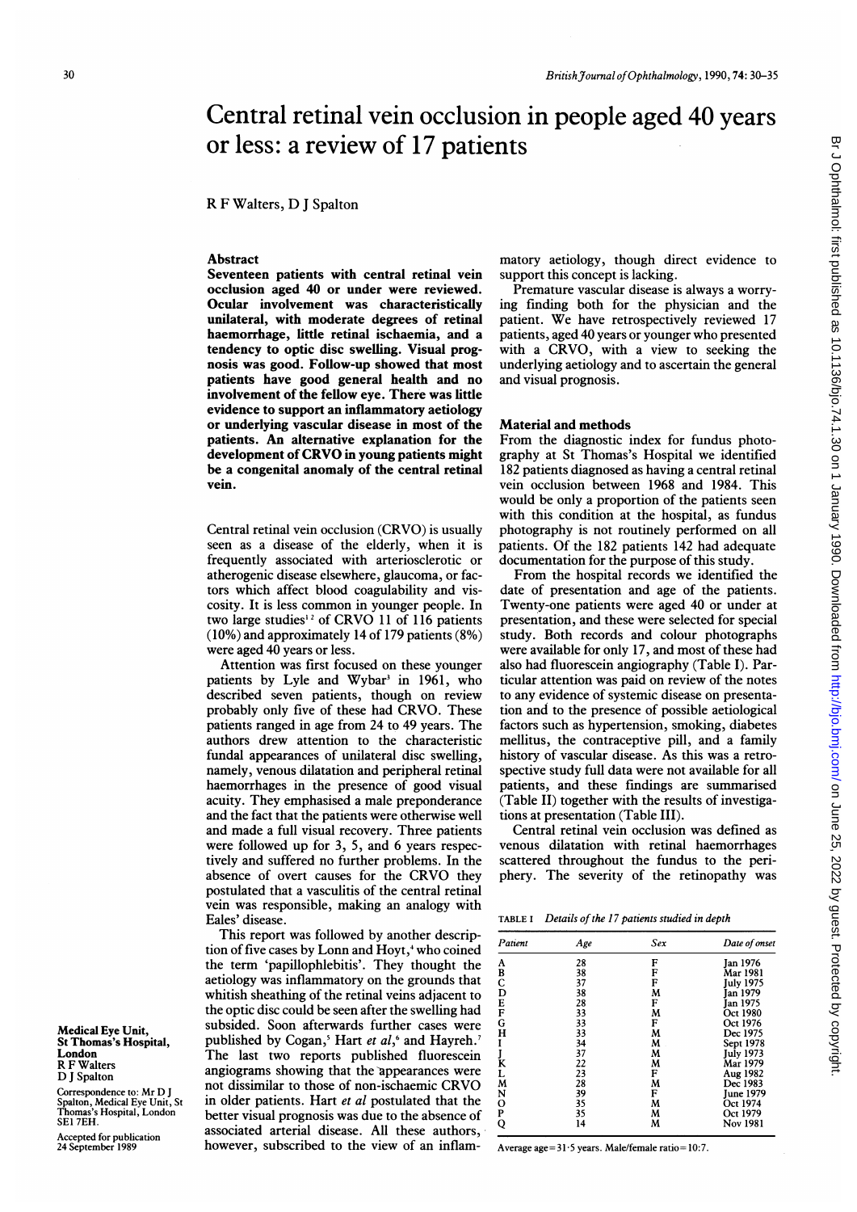# Central retinal vein occlusion in people aged 40 years or less: a review of 17 patients

R F Walters, D J Spalton

## Abstract

**Seventeen patients with central retinal vein occlusion aged 40 or under were reviewed. Ocular involvement was characteristically unilateral, with moderate degrees of retinal haemorrhage, little retinal ischaemia, and a tendency to optic disc swelling. Visual prognosis was good. Follow-up showed that most patients have good general health and no involvement of the fellow eye. There was little evidence to support an inflammatory aetiology or underlying vascular disease in most of the patients. An alternative explanation for the development of CRVO in young patients might be a congenital anomaly of the central retinal vein.**

Central retinal vein occlusion (CRVO) is usually seen as a disease of the elderly, when it is frequently associated with arteriosclerotic or atherogenic disease elsewhere, glaucoma, or factors which affect blood coagulability and viscosity. It is less common in younger people. In two large studies[1,2] of CRVO 11 of 116 patients (10%) and approximately 14 of 179 patients (8%) were aged 40 years or less.

Attention was first focused on these younger patients by Lyle and Wybar[3] in 1961, who described seven patients, though on review probably only five of these had CRVO. These patients ranged in age from 24 to 49 years. The authors drew attention to the characteristic fundal appearances of unilateral disc swelling, namely, venous dilatation and peripheral retinal haemorrhages in the presence of good visual acuity. They emphasised a male preponderance and the fact that the patients were otherwise well and made a full visual recovery. Three patients were followed up for 3, 5, and 6 years respectively and suffered no further problems. In the absence of overt causes for the CRVO they postulated that a vasculitis of the central retinal vein was responsible, making an analogy with Eales' disease.

This report was followed by another description of five cases by Lonn and Hoyt,[4] who coined the term 'papillophlebitis'. They thought the aetiology was inflammatory on the grounds that whitish sheathing of the retinal veins adjacent to the optic disc could be seen after the swelling had subsided. Soon afterwards further cases were published by Cogan,[5] Hart *et al*,[6] and Hayreh.[7] The last two reports published fluorescein angiograms showing that the appearances were not dissimilar to those of non-ischaemic CRVO in older patients. Hart *et al* postulated that the better visual prognosis was due to the absence of associated arterial disease. All these authors, however, subscribed to the view of an inflammatory aetiology, though direct evidence to support this concept is lacking.

Premature vascular disease is always a worrying finding both for the physician and the patient. We have retrospectively reviewed 17 patients, aged 40 years or younger who presented with a CRVO, with a view to seeking the underlying aetiology and to ascertain the general and visual prognosis.

## Material and methods

From the diagnostic index for fundus photography at St Thomas's Hospital we identified 182 patients diagnosed as having a central retinal vein occlusion between 1968 and 1984. This would be only a proportion of the patients seen with this condition at the hospital, as fundus photography is not routinely performed on all patients. Of the 182 patients 142 had adequate documentation for the purpose of this study.

From the hospital records we identified the date of presentation and age of the patients. Twenty-one patients were aged 40 or under at presentation, and these were selected for special study. Both records and colour photographs were available for only 17, and most of these had also had fluorescein angiography (Table I). Particular attention was paid on review of the notes to any evidence of systemic disease on presentation and to the presence of possible aetiological factors such as hypertension, smoking, diabetes mellitus, the contraceptive pill, and a family history of vascular disease. As this was a retrospective study full data were not available for all patients, and these findings are summarised (Table II) together with the results of investigations at presentation (Table III).

Central retinal vein occlusion was defined as venous dilatation with retinal haemorrhages scattered throughout the fundus to the periphery. The severity of the retinopathy was

TABLE I *Details of the 17 patients studied in depth*

| Patient | Age | Sex | Date of onset |
|---|---|---|---|
| A | 28 | F | Jan 1976 |
| B | 38 | F | Mar 1981 |
| C | 37 | F | July 1975 |
| D | 38 | M | Jan 1979 |
| E | 28 | F | Jan 1975 |
| F | 33 | M | Oct 1980 |
| G | 33 | F | Oct 1976 |
| H | 33 | M | Dec 1975 |
| I | 34 | M | Sept 1978 |
| J | 37 | M | July 1973 |
| K | 22 | M | Mar 1979 |
| L | 23 | F | Aug 1982 |
| M | 28 | M | Dec 1983 |
| N | 39 | F | June 1979 |
| O | 35 | M | Oct 1974 |
| P | 35 | M | Oct 1979 |
| Q | 14 | M | Nov 1981 |

Average age=31·5 years. Male/female ratio=10:7.

Medical Eye Unit, St Thomas's Hospital, London
R F Walters
D J Spalton

Correspondence to: Mr D J Spalton, Medical Eye Unit, St Thomas's Hospital, London SE1 7EH.

Accepted for publication 24 September 1989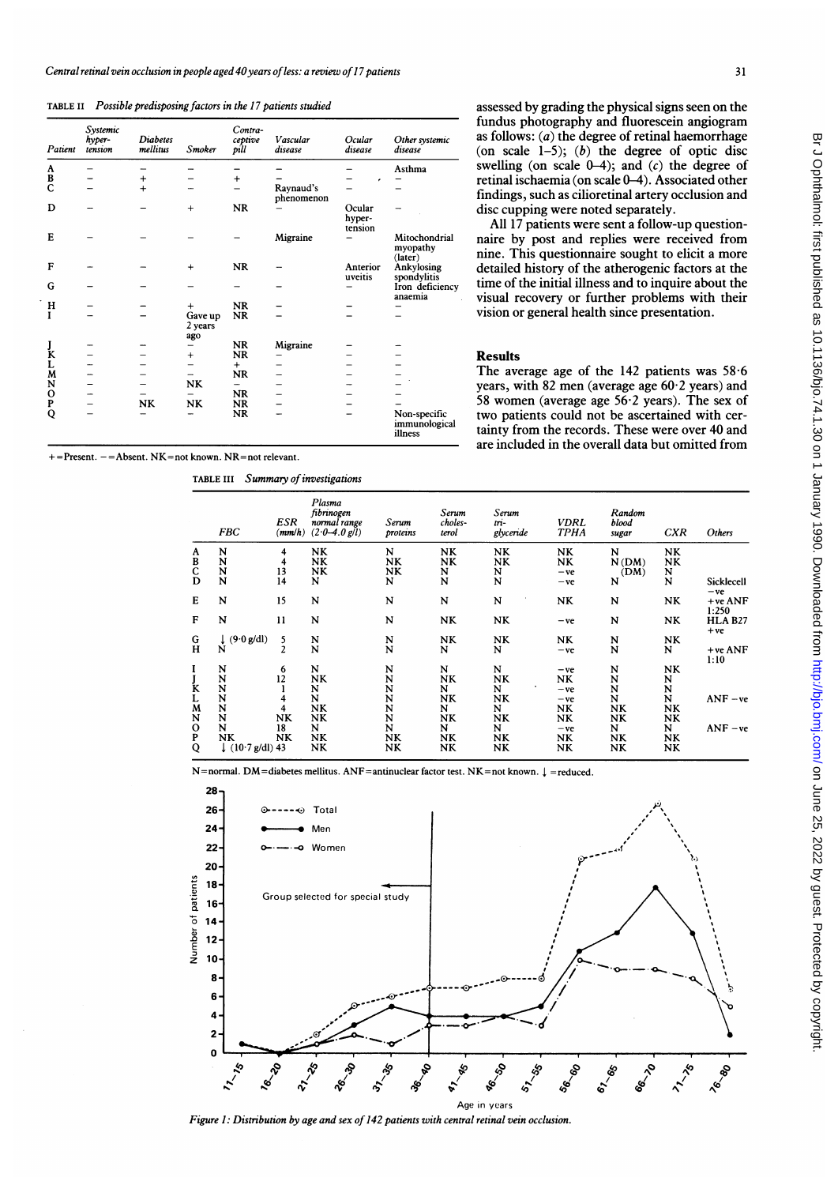TABLE II *Possible predisposing factors in the 17 patients studied*

| Patient | Systemic hyper-tension | Diabetes mellitus | Smoker | Contra-ceptive pill | Vascular disease | Ocular disease | Other systemic disease |
|---|---|---|---|---|---|---|---|
| A | − | − | − | − | − | − | Asthma |
| B | − | + | − | + | − | − | − |
| C | − | + | − | − | Raynaud's phenomenon | − | − |
| D | − | − | + | NR | − | Ocular hyper-tension | − |
| E | − | − | − | − | Migraine | − | Mitochondrial myopathy (later) |
| F | − | − | + | NR | − | Anterior uveitis | Ankylosing spondylitis |
| G | − | − | − | − | − | − | Iron deficiency anaemia |
| H | − | − | + | NR | − | − | − |
| I | − | − | Gave up 2 years ago | NR | − | − | − |
| J | − | − | − | NR | Migraine | − | − |
| K | − | − | + | NR | − | − | − |
| L | − | − | − | + | − | − | − |
| M | − | − | − | NR | − | − | − |
| N | − | − | NK | − | − | − | − |
| O | − | − | − | NR | − | − | − |
| P | − | NK | NK | NR | − | − | − |
| Q | − | − | − | NR | − | − | Non-specific immunological illness |

+=Present. −=Absent. NK=not known. NR=not relevant.

assessed by grading the physical signs seen on the fundus photography and fluorescein angiogram as follows: (*a*) the degree of retinal haemorrhage (on scale 1–5); (*b*) the degree of optic disc swelling (on scale 0–4); and (*c*) the degree of retinal ischaemia (on scale 0–4). Associated other findings, such as cilioretinal artery occlusion and disc cupping were noted separately.

All 17 patients were sent a follow-up questionnaire by post and replies were received from nine. This questionnaire sought to elicit a more detailed history of the atherogenic factors at the time of the initial illness and to inquire about the visual recovery or further problems with their vision or general health since presentation.

## Results

The average age of the 142 patients was 58·6 years, with 82 men (average age 60·2 years) and 58 women (average age 56·2 years). The sex of two patients could not be ascertained with certainty from the records. These were over 40 and are included in the overall data but omitted from

TABLE III *Summary of investigations*

| | FBC | ESR (mm/h) | Plasma fibrinogen normal range (2·0–4·0 g/l) | Serum proteins | Serum choles-terol | Serum tri-glyceride | VDRL TPHA | Random blood sugar | CXR | Others |
|---|---|---|---|---|---|---|---|---|---|---|
| A | N | 4 | NK | N | NK | NK | NK | N | NK | |
| B | N | 4 | NK | NK | NK | NK | NK | N (DM) | NK | |
| C | N | 13 | NK | NK | N | N | −ve | (DM) | N | |
| D | N | 14 | N | N | N | N | −ve | N | N | Sicklecell −ve |
| E | N | 15 | N | N | N | N | NK | N | NK | +ve ANF 1:250 |
| F | N | 11 | N | N | NK | NK | −ve | N | NK | HLA B27 +ve |
| G | ↓ (9·0 g/dl) | 5 | N | N | NK | NK | NK | N | NK | |
| H | N | 2 | N | N | N | N | −ve | N | N | +ve ANF 1:10 |
| I | N | 6 | N | N | N | N | −ve | N | NK | |
| J | N | 12 | NK | N | NK | NK | NK | N | N | |
| K | N | 1 | N | N | N | N | −ve | N | N | |
| L | N | 4 | N | N | NK | NK | −ve | N | N | ANF −ve |
| M | N | 4 | NK | N | N | N | NK | NK | NK | |
| N | N | NK | NK | N | NK | NK | NK | NK | NK | |
| O | N | 18 | N | N | N | N | −ve | N | N | ANF −ve |
| P | NK | NK | NK | NK | NK | NK | NK | NK | NK | |
| Q | ↓ (10·7 g/dl) | 43 | NK | NK | NK | NK | NK | NK | NK | |

N=normal. DM=diabetes mellitus. ANF=antinuclear factor test. NK=not known. ↓=reduced.

*Figure 1: Distribution by age and sex of 142 patients with central retinal vein occlusion.*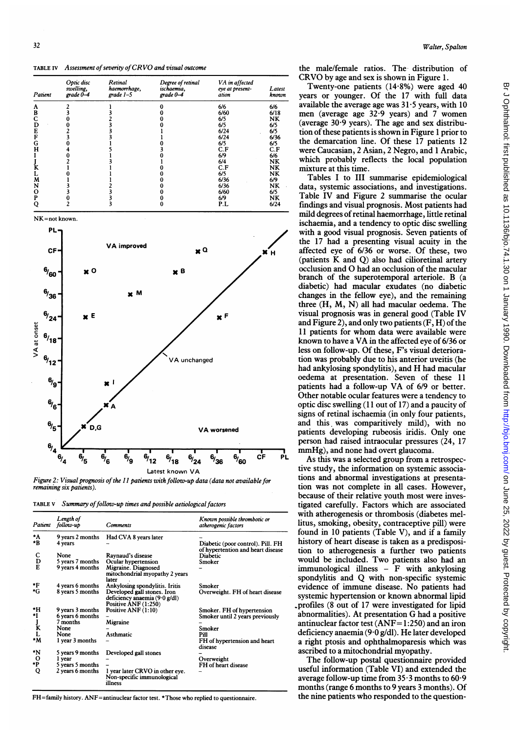TABLE IV *Assessment of severity of CRVO and visual outcome*

| Patient | Optic disc swelling, grade 0–4 | Retinal haemorrhage, grade 1–5 | Degree of retinal ischaemia, grade 0–4 | VA in affected eye at presentation | Latest known |
|---|---|---|---|---|---|
| A | 2 | 1 | 0 | 6/6 | 6/6 |
| B | 3 | 3 | 0 | 6/60 | 6/18 |
| C | 0 | 2 | 0 | 6/5 | NK |
| D | 0 | 3 | 0 | 6/5 | 6/5 |
| E | 2 | 3 | 1 | 6/24 | 6/5 |
| F | 3 | 3 | 1 | 6/24 | 6/36 |
| G | 0 | 1 | 0 | 6/5 | 6/5 |
| H | 4 | 5 | 3 | C.F | C.F |
| I | 0 | 1 | 0 | 6/9 | 6/6 |
| J | 2 | 3 | 1 | 6/4 | NK |
| K | 1 | 1 | 0 | C.F | NK |
| L | 0 | 1 | 0 | 6/5 | NK |
| M | 1 | 1 | 0 | 6/36 | 6/9 |
| N | 3 | 2 | 0 | 6/36 | NK |
| O | 3 | 3 | 0 | 6/60 | 6/5 |
| P | 0 | 3 | 0 | 6/9 | NK |
| Q | 2 | 3 | 0 | P.L | 6/24 |

NK=not known.

*Figure 2: Visual prognosis of the 11 patients with follow-up data (data not available for remaining six patients).*

TABLE V *Summary of follow-up times and possible aetiological factors*

| Patient | Length of follow-up | Comments | Known possible thrombotic or atherogenic factors |
|---|---|---|---|
| *A | 9 years 2 months | Had CVA 8 years later | – |
| *B | 4 years | – | Diabetic (poor control). Pill. FH of hypertension and heart disease |
| C | None | Raynaud's disease | Diabetic |
| D | 5 years 7 months | Ocular hypertension | Smoker |
| E | 9 years 4 months | Migraine. Diagnosed mitochondrial myopathy 2 years later | – |
| *F | 4 years 6 months | Ankylosing spondylitis. Iritis | Smoker |
| *G | 8 years 5 months | Developed gall stones. Iron deficiency anaemia (9·0 g/dl) Positive ANF (1:250) | Overweight. FH of heart disease |
| *H | 9 years 3 months | Positive ANF (1:10) | Smoker. FH of hypertension |
| *I | 6 years 6 months | – | Smoker until 2 years previously |
| J | 7 months | Migraine | – |
| K | None | – | Smoker |
| L | None | Asthmatic | Pill |
| *M | 1 year 3 months | – | FH of hypertension and heart disease |
| *N | 5 years 9 months | Developed gall stones | – |
| O | 1 year | – | Overweight |
| *P | 5 years 5 months | – | FH of heart disease |
| Q | 2 years 6 months | 1 year later CRVO in other eye. Non-specific immunological illness | – |

FH=family history. ANF=antinuclear factor test. *Those who replied to questionnaire.

the male/female ratios. The distribution of CRVO by age and sex is shown in Figure 1.

Twenty-one patients (14·8%) were aged 40 years or younger. Of the 17 with full data available the average age was 31·5 years, with 10 men (average age 32·9 years) and 7 women (average 30·9 years). The age and sex distribution of these patients is shown in Figure 1 prior to the demarcation line. Of these 17 patients 12 were Caucasian, 2 Asian, 2 Negro, and 1 Arabic, which probably reflects the local population mixture at this time.

Tables I to III summarise epidemiological data, systemic associations, and investigations. Table IV and Figure 2 summarise the ocular findings and visual prognosis. Most patients had mild degrees of retinal haemorrhage, little retinal ischaemia, and a tendency to optic disc swelling with a good visual prognosis. Seven patients of the 17 had a presenting visual acuity in the affected eye of 6/36 or worse. Of these, two (patients K and Q) also had cilioretinal artery occlusion and O had an occlusion of the macular branch of the superotemporal arteriole. B (a diabetic) had macular exudates (no diabetic changes in the fellow eye), and the remaining three (H, M, N) all had macular oedema. The visual prognosis was in general good (Table IV and Figure 2), and only two patients (F, H) of the 11 patients for whom data were available were known to have a VA in the affected eye of 6/36 or less on follow-up. Of these, F's visual deterioration was probably due to his anterior uveitis (he had ankylosing spondylitis), and H had macular oedema at presentation. Seven of these 11 patients had a follow-up VA of 6/9 or better. Other notable ocular features were a tendency to optic disc swelling (11 out of 17) and a paucity of signs of retinal ischaemia (in only four patients, and this was comparitively mild), with no patients developing rubeosis iridis. Only one person had raised intraocular pressures (24, 17 mmHg), and none had overt glaucoma.

As this was a selected group from a retrospective study, the information on systemic associations and abnormal investigations at presentation was not complete in all cases. However, because of their relative youth most were investigated carefully. Factors which are associated with atherogenesis or thrombosis (diabetes mellitus, smoking, obesity, contraceptive pill) were found in 10 patients (Table V), and if a family history of heart disease is taken as a predisposition to atherogenesis a further two patients would be included. Two patients also had an immunological illness – F with ankylosing spondylitis and Q with non-specific systemic evidence of immune disease. No patients had systemic hypertension or known abnormal lipid profiles (8 out of 17 were investigated for lipid abnormalities). At presentation G had a positive antinuclear factor test (ANF=1:250) and an iron deficiency anaemia (9·0 g/dl). He later developed a right ptosis and ophthalmoparesis which was ascribed to a mitochondrial myopathy.

The follow-up postal questionnaire provided useful information (Table VI) and extended the average follow-up time from 35·3 months to 60·9 months (range 6 months to 9 years 3 months). Of the nine patients who responded to the question-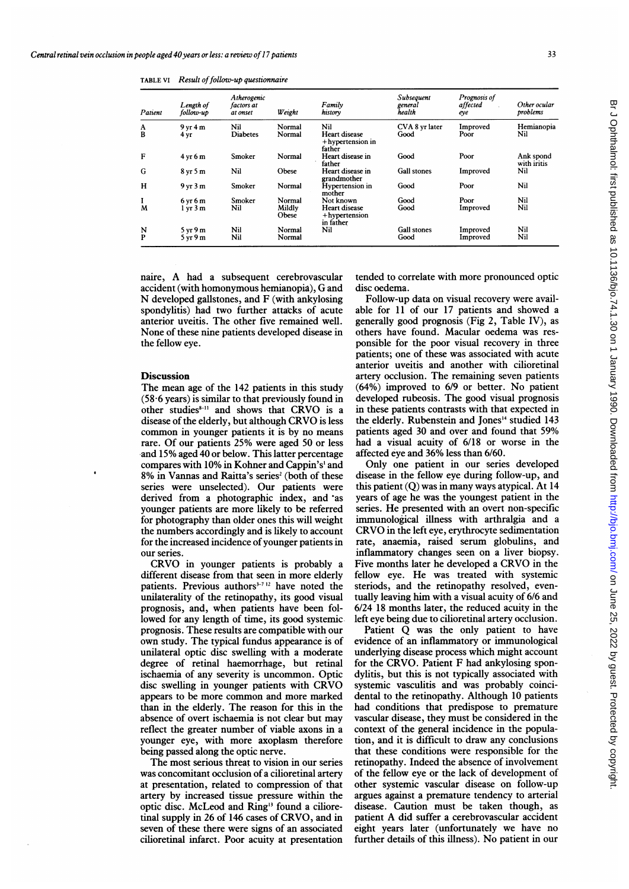TABLE VI *Result of follow-up questionnaire*

| Patient | Length of follow-up | Atherogenic factors at onset | Weight | Family history | Subsequent general health | Prognosis of affected eye | Other ocular problems |
|---|---|---|---|---|---|---|---|
| A | 9 yr 4 m | Nil | Normal | Nil | CVA 8 yr later | Improved | Hemianopia |
| B | 4 yr | Diabetes | Normal | Heart disease + hypertension in father | Good | Poor | Nil |
| F | 4 yr 6 m | Smoker | Normal | Heart disease in father | Good | Poor | Ank spond with iritis |
| G | 8 yr 5 m | Nil | Obese | Heart disease in grandmother | Gall stones | Improved | Nil |
| H | 9 yr 3 m | Smoker | Normal | Hypertension in mother | Good | Poor | Nil |
| I | 6 yr 6 m | Smoker | Normal | Not known | Good | Poor | Nil |
| M | 1 yr 3 m | Nil | Mildly Obese | Heart disease + hypertension in father | Good | Improved | Nil |
| N | 5 yr 9 m | Nil | Normal | Nil | Gall stones | Improved | Nil |
| P | 5 yr 9 m | Nil | Normal | | Good | Improved | Nil |

naire, A had a subsequent cerebrovascular accident (with homonymous hemianopia), G and N developed gallstones, and F (with ankylosing spondylitis) had two further attacks of acute anterior uveitis. The other five remained well. None of these nine patients developed disease in the fellow eye.

## Discussion

The mean age of the 142 patients in this study (58·6 years) is similar to that previously found in other studies[8-11] and shows that CRVO is a disease of the elderly, but although CRVO is less common in younger patients it is by no means rare. Of our patients 25% were aged 50 or less and 15% aged 40 or below. This latter percentage compares with 10% in Kohner and Cappin's[1] and 8% in Vannas and Raitta's series[2] (both of these series were unselected). Our patients were derived from a photographic index, and as younger patients are more likely to be referred for photography than older ones this will weight the numbers accordingly and is likely to account for the increased incidence of younger patients in our series.

CRVO in younger patients is probably a different disease from that seen in more elderly patients. Previous authors[3-7 12] have noted the unilaterality of the retinopathy, its good visual prognosis, and, when patients have been followed for any length of time, its good systemic prognosis. These results are compatible with our own study. The typical fundus appearance is of unilateral optic disc swelling with a moderate degree of retinal haemorrhage, but retinal ischaemia of any severity is uncommon. Optic disc swelling in younger patients with CRVO appears to be more common and more marked than in the elderly. The reason for this in the absence of overt ischaemia is not clear but may reflect the greater number of viable axons in a younger eye, with more axoplasm therefore being passed along the optic nerve.

The most serious threat to vision in our series was concomitant occlusion of a cilioretinal artery at presentation, related to compression of that artery by increased tissue pressure within the optic disc. McLeod and Ring[13] found a cilioretinal supply in 26 of 146 cases of CRVO, and in seven of these there were signs of an associated cilioretinal infarct. Poor acuity at presentation tended to correlate with more pronounced optic disc oedema.

Follow-up data on visual recovery were available for 11 of our 17 patients and showed a generally good prognosis (Fig 2, Table IV), as others have found. Macular oedema was responsible for the poor visual recovery in three patients; one of these was associated with acute anterior uveitis and another with cilioretinal artery occlusion. The remaining seven patients (64%) improved to 6/9 or better. No patient developed rubeosis. The good visual prognosis in these patients contrasts with that expected in the elderly. Rubenstein and Jones[14] studied 143 patients aged 30 and over and found that 59% had a visual acuity of 6/18 or worse in the affected eye and 36% less than 6/60.

Only one patient in our series developed disease in the fellow eye during follow-up, and this patient (Q) was in many ways atypical. At 14 years of age he was the youngest patient in the series. He presented with an overt non-specific immunological illness with arthralgia and a CRVO in the left eye, erythrocyte sedimentation rate, anaemia, raised serum globulins, and inflammatory changes seen on a liver biopsy. Five months later he developed a CRVO in the fellow eye. He was treated with systemic steriods, and the retinopathy resolved, eventually leaving him with a visual acuity of 6/6 and 6/24 18 months later, the reduced acuity in the left eye being due to cilioretinal artery occlusion.

Patient Q was the only patient to have evidence of an inflammatory or immunological underlying disease process which might account for the CRVO. Patient F had ankylosing spondylitis, but this is not typically associated with systemic vasculitis and was probably coincidental to the retinopathy. Although 10 patients had conditions that predispose to premature vascular disease, they must be considered in the context of the general incidence in the population, and it is difficult to draw any conclusions that these conditions were responsible for the retinopathy. Indeed the absence of involvement of the fellow eye or the lack of development of other systemic vascular disease on follow-up argues against a premature tendency to arterial disease. Caution must be taken though, as patient A did suffer a cerebrovascular accident eight years later (unfortunately we have no further details of this illness). No patient in our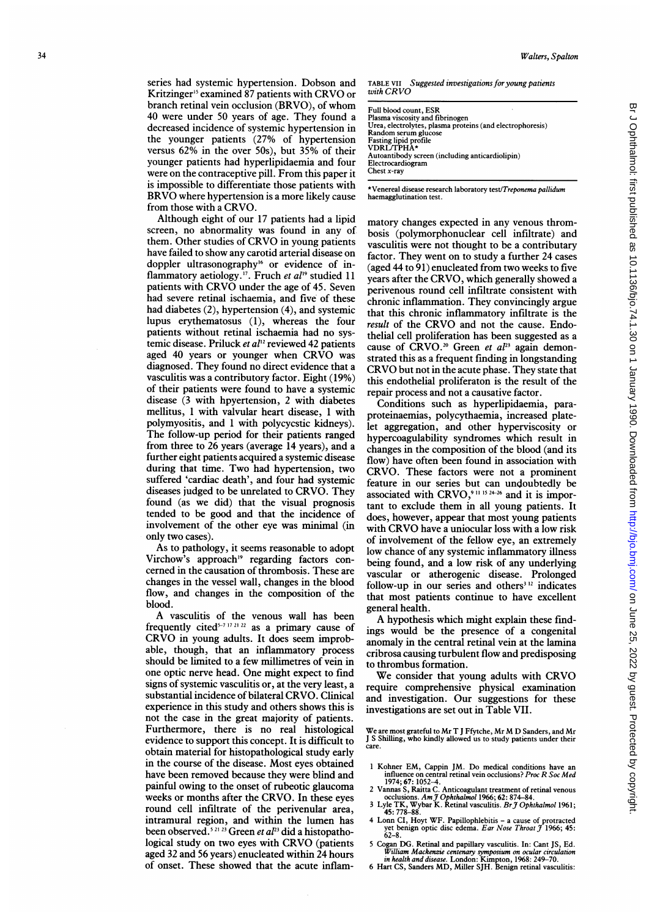series had systemic hypertension. Dobson and Kritzinger[15] examined 87 patients with CRVO or branch retinal vein occlusion (BRVO), of whom 40 were under 50 years of age. They found a decreased incidence of systemic hypertension in the younger patients (27% of hypertension versus 62% in the over 50s), but 35% of their younger patients had hyperlipidaemia and four were on the contraceptive pill. From this paper it is impossible to differentiate those patients with BRVO where hypertension is a more likely cause from those with a CRVO.

Although eight of our 17 patients had a lipid screen, no abnormality was found in any of them. Other studies of CRVO in young patients have failed to show any carotid arterial disease on doppler ultrasonography[16] or evidence of inflammatory aetiology.[17] Fruch *et al*[18] studied 11 patients with CRVO under the age of 45. Seven had severe retinal ischaemia, and five of these had diabetes (2), hypertension (4), and systemic lupus erythematosus (1), whereas the four patients without retinal ischaemia had no systemic disease. Priluck *et al*[12] reviewed 42 patients aged 40 years or younger when CRVO was diagnosed. They found no direct evidence that a vasculitis was a contributory factor. Eight (19%) of their patients were found to have a systemic disease (3 with hpyertension, 2 with diabetes mellitus, 1 with valvular heart disease, 1 with polymyositis, and 1 with polycycstic kidneys). The follow-up period for their patients ranged from three to 26 years (average 14 years), and a further eight patients acquired a systemic disease during that time. Two had hypertension, two suffered 'cardiac death', and four had systemic diseases judged to be unrelated to CRVO. They found (as we did) that the visual prognosis tended to be good and that the incidence of involvement of the other eye was minimal (in only two cases).

As to pathology, it seems reasonable to adopt Virchow's approach[19] regarding factors concerned in the causation of thrombosis. These are changes in the vessel wall, changes in the blood flow, and changes in the composition of the blood.

A vasculitis of the venous wall has been frequently cited[5-7 17 21 22] as a primary cause of CRVO in young adults. It does seem improbable, though, that an inflammatory process should be limited to a few millimetres of vein in one optic nerve head. One might expect to find signs of systemic vasculitis or, at the very least, a substantial incidence of bilateral CRVO. Clinical experience in this study and others shows this is not the case in the great majority of patients. Furthermore, there is no real histological evidence to support this concept. It is difficult to obtain material for histopathological study early in the course of the disease. Most eyes obtained have been removed because they were blind and painful owing to the onset of rubeotic glaucoma weeks or months after the CRVO. In these eyes round cell infiltrate of the perivenular area, intramural region, and within the lumen has been observed.[5 21 23] Green *et al*[23] did a histopathological study on two eyes with CRVO (patients aged 32 and 56 years) enucleated within 24 hours of onset. These showed that the acute inflammatory changes expected in any venous thrombosis (polymorphonuclear cell infiltrate) and vasculitis were not thought to be a contributary factor. They went on to study a further 24 cases (aged 44 to 91) enucleated from two weeks to five years after the CRVO, which generally showed a perivenous round cell infiltrate consistent with chronic inflammation. They convincingly argue that this chronic inflammatory infiltrate is the *result* of the CRVO and not the cause. Endothelial cell proliferation has been suggested as a cause of CRVO.[20] Green *et al*[23] again demonstrated this as a frequent finding in longstanding CRVO but not in the acute phase. They state that this endothelial proliferaton is the result of the repair process and not a causative factor.

Conditions such as hyperlipidaemia, paraproteinaemias, polycythaemia, increased platelet aggregation, and other hyperviscosity or hypercoagulability syndromes which result in changes in the composition of the blood (and its flow) have often been found in association with CRVO. These factors were not a prominent feature in our series but can undoubtedly be associated with CRVO,[9 11 15 24-26] and it is important to exclude them in all young patients. It does, however, appear that most young patients with CRVO have a uniocular loss with a low risk of involvement of the fellow eye, an extremely low chance of any systemic inflammatory illness being found, and a low risk of any underlying vascular or atherogenic disease. Prolonged follow-up in our series and others[3 12] indicates that most patients continue to have excellent general health.

A hypothesis which might explain these findings would be the presence of a congenital anomaly in the central retinal vein at the lamina cribrosa causing turbulent flow and predisposing to thrombus formation.

We consider that young adults with CRVO require comprehensive physical examination and investigation. Our suggestions for these investigations are set out in Table VII.

TABLE VII *Suggested investigations for young patients with CRVO*

| |
|---|
| Full blood count, ESR |
| Plasma viscosity and fibrinogen |
| Urea, electrolytes, plasma proteins (and electrophoresis) |
| Random serum glucose |
| Fasting lipid profile |
| VDRL/TPHA* |
| Autoantibody screen (including anticardiolipin) |
| Electrocardiogram |
| Chest x-ray |

*Venereal disease research laboratory test/*Treponema pallidum* haemagglutination test.

We are most grateful to Mr T J Ffytche, Mr M D Sanders, and Mr J S Shilling, who kindly allowed us to study patients under their care.

1 Kohner EM, Cappin JM. Do medical conditions have an influence on central retinal vein occlusions? *Proc R Soc Med* 1974; **67**: 1052–4.
2 Vannas S, Raitta C. Anticoagulant treatment of retinal venous occlusions. *Am J Ophthalmol* 1966; **62**: 874–84.
3 Lyle TK, Wybar K. Retinal vasculitis. *Br J Ophthalmol* 1961; **45**: 778–88.
4 Lonn CI, Hoyt WF. Papillophlebitis – a cause of protracted yet benign optic disc edema. *Ear Nose Throat J* 1966; **45**: 62–8.
5 Cogan DG. Retinal and papillary vasculitis. In: Cant JS, Ed. *William Mackenzie centenary symposium on ocular circulation in health and disease*. London: Kimpton, 1968: 249–70.
6 Hart CS, Sanders MD, Miller SJH. Benign retinal vasculitis: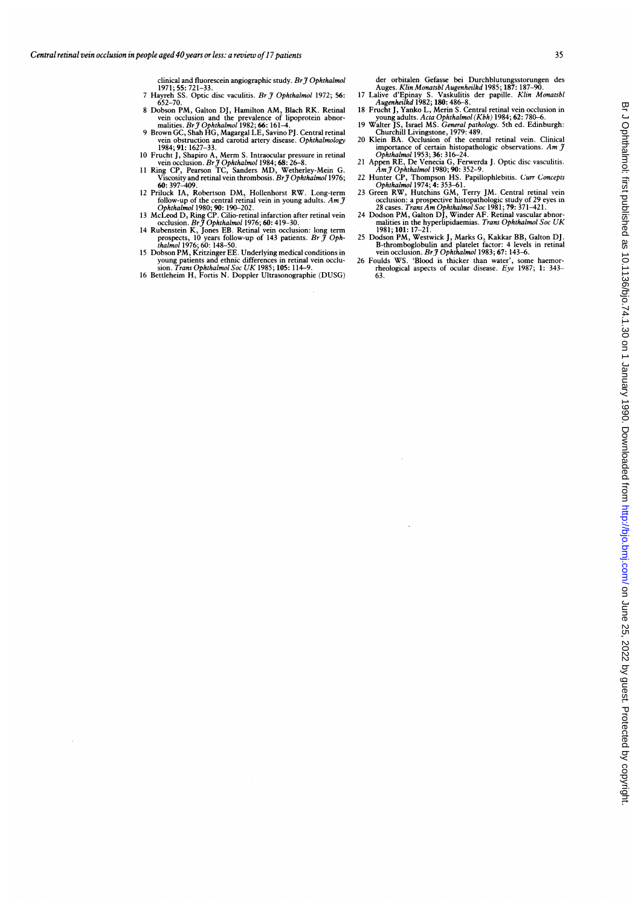clinical and fluorescein angiographic study. *Br J Ophthalmol* 1971; **55:** 721–33.

7 Hayreh SS. Optic disc vasculitis. *Br J Ophthalmol* 1972; **56:** 652–70.

8 Dobson PM, Galton DJ, Hamilton AM, Blach RK. Retinal vein occlusion and the prevalence of lipoprotein abnormalities. *Br J Ophthalmol* 1982; **66:** 161–4.

9 Brown GC, Shah HG, Magargal LE, Savino PJ. Central retinal vein obstruction and carotid artery disease. *Ophthalmology* 1984; **91:** 1627–33.

10 Frucht J, Shapiro A, Merm S. Intraocular pressure in retinal vein occlusion. *Br J Ophthalmol* 1984; **68:** 26–8.

11 Ring CP, Pearson TC, Sanders MD, Wetherley-Mein G. Viscosity and retinal vein thrombosis. *Br J Ophthalmol* 1976; **60:** 397–409.

12 Priluck IA, Robertson DM, Hollenhorst RW. Long-term follow-up of the central retinal vein in young adults. *Am J Ophthalmol* 1980; **90:** 190–202.

13 McLeod D, Ring CP. Cilio-retinal infarction after retinal vein occlusion. *Br J Ophthalmol* 1976; **60:** 419–30.

14 Rubenstein K, Jones EB. Retinal vein occlusion: long term prospects, 10 years follow-up of 143 patients. *Br J Ophthalmol* 1976; 60: 148–50.

15 Dobson PM, Kritzinger EE. Underlying medical conditions in young patients and ethnic differences in retinal vein occlusion. *Trans Ophthalmol Soc UK* 1985; **105:** 114–9.

16 Bettleheim H, Fortis N. Doppler Ultrasonographie (DUSG) der orbitalen Gefasse bei Durchblutungsstorungen des Auges. *Klin Monatsbl Augenheilkd* 1985; **187:** 187–90.

17 Lalive d'Epinay S. Vaskulitis der papille. *Klin Monatsbl Augenheilkd* 1982; **180:** 486–8.

18 Frucht J, Yanko L, Merin S. Central retinal vein occlusion in young adults. *Acta Ophthalmol (Kbh)* 1984; **62:** 780–6.

19 Walter JS, Israel MS. *General pathology*. 5th ed. Edinburgh: Churchill Livingstone, 1979: 489.

20 Klein BA. Occlusion of the central retinal vein. Clinical importance of certain histopathologic observations. *Am J Ophthalmol* 1953; **36:** 316–24.

21 Appen RE, De Venecia G, Ferwerda J. Optic disc vasculitis. *Am J Ophthalmol* 1980; **90:** 352–9.

22 Hunter CP, Thompson HS. Papillophlebitis. *Curr Concepts Ophthalmol* 1974; **4:** 353–61.

23 Green RW, Hutchins GM, Terry JM. Central retinal vein occlusion: a prospective histopathologic study of 29 eyes in 28 cases. *Trans Am Ophthalmol Soc* 1981; **79:** 371–421.

24 Dodson PM, Galton DJ, Winder AF. Retinal vascular abnormalities in the hyperlipidaemias. *Trans Ophthalmol Soc UK* 1981; **101:** 17–21.

25 Dodson PM, Westwick J, Marks G, Kakkar BB, Galton DJ. B-thromboglobulin and platelet factor: 4 levels in retinal vein occlusion. *Br J Ophthalmol* 1983; **67:** 143–6.

26 Foulds WS. 'Blood is thicker than water', some haemorrheological aspects of ocular disease. *Eye* 1987; **1:** 343–63.